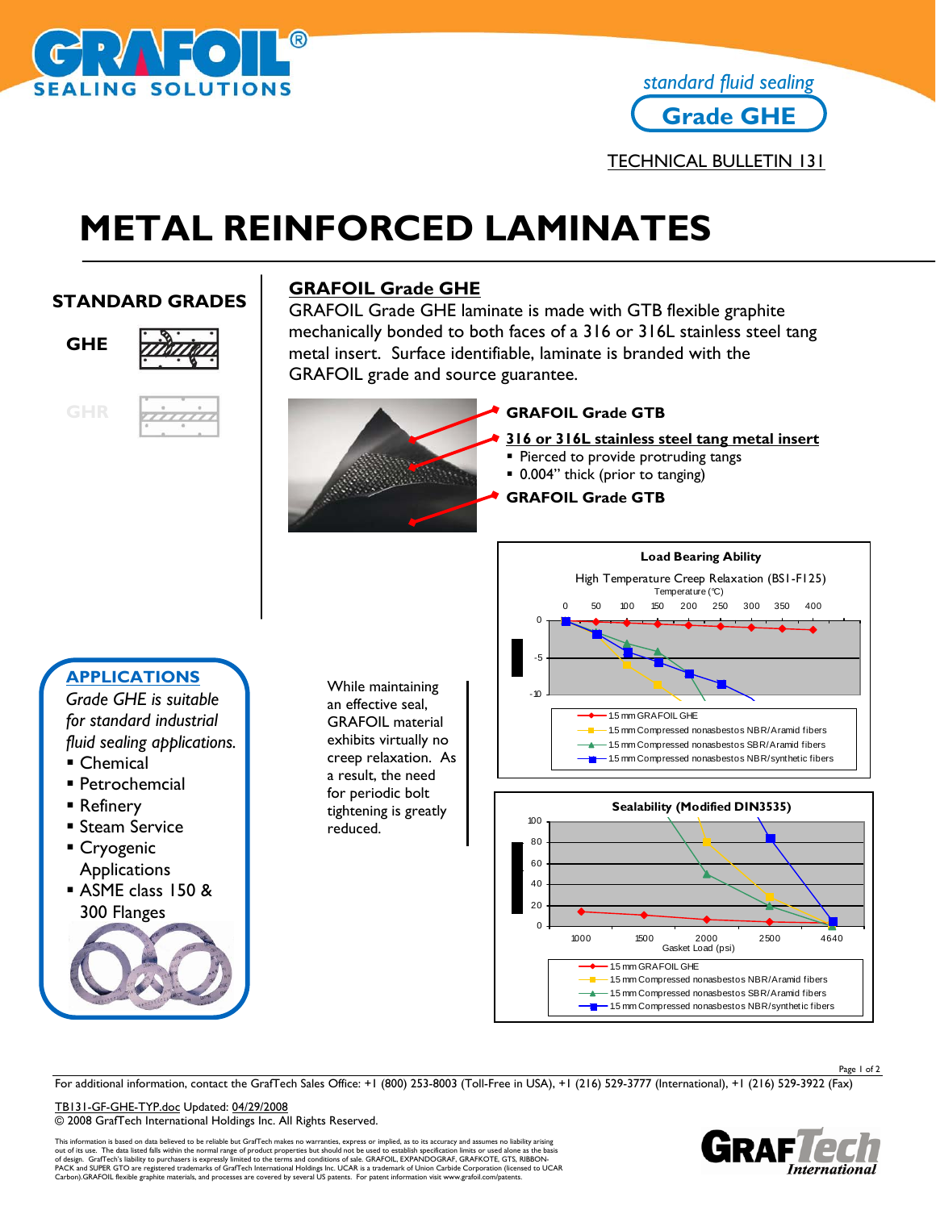# GRAFOIL® SEALING SOLUTIONS

*standard fluid sealing*

**Grade GHE**

TECHNICAL BULLETIN 131

# METAL REINFORCED LAMINATES

## STANDARD GRADES

**GHE**

GHR

## GRAFOIL Grade GHE

GRAFOIL Grade GHE laminate is made with GTB flexible graphite mechanically bonded to both faces of a 316 or 316L stainless steel tang metal insert. Surface identifiable, laminate is branded with the GRAFOIL grade and source guarantee.

**GRAFOIL Grade GTB**

**316 or 316L stainless steel tang metal insert**

- Pierced to provide protruding tangs
- 0.004" thick (prior to tanging)

**GRAFOIL Grade GTB**

## APPLICATIONS

*Grade GHE is suitable for standard industrial fluid sealing applications.*

- Chemical
- Petrochemcial
- Refinery
- Steam Service
- Cryogenic Applications
- ASME class 150 & 300 Flanges

While maintaining an effective seal, GRAFOIL material exhibits virtually no creep relaxation. As a result, the need for periodic bolt tightening is greatly reduced.

**Load Bearing Ability**

High Temperature Creep Relaxation (BS1-F125)

Temperature (°C): 0, 50, 100, 150, 200, 250, 300, 350, 400

- 1.5 mm GRAFOIL GHE
- 1.5 mm Compressed nonasbestos NBR/Aramid fibers
- 1.5 mm Compressed nonasbestos SBR/Aramid fibers
- 1.5 mm Compressed nonasbestos NBR/synthetic fibers

**Sealability (Modified DIN3535)**

Gasket Load (psi): 1000, 1500, 2000, 2500, 4640

- 1.5 mm GRAFOIL GHE
- 1.5 mm Compressed nonasbestos NBR/Aramid fibers
- 1.5 mm Compressed nonasbestos SBR/Aramid fibers
- 1.5 mm Compressed nonasbestos NBR/synthetic fibers

For additional information, contact the GrafTech Sales Office: +1 (800) 253-8003 (Toll-Free in USA), +1 (216) 529-3777 (International), +1 (216) 529-3922 (Fax)

TB131-GF-GHE-TYP.doc Updated: 04/29/2008
© 2008 GrafTech International Holdings Inc. All Rights Reserved.

This information is based on data believed to be reliable but GrafTech makes no warranties, express or implied, as to its accuracy and assumes no liability arising out of its use. The data listed falls within the normal range of product properties but should not be used to establish specification limits or used alone as the basis of design. GrafTech's liability to purchasers is expressly limited to the terms and conditions of sale. GRAFOIL, EXPANDOGRAF, GRAFKOTE, GTS, RIBBON-PACK and SUPER GTO are registered trademarks of GrafTech International Holdings Inc. UCAR is a trademark of Union Carbide Corporation (licensed to UCAR Carbon).GRAFOIL flexible graphite materials, and processes are covered by several US patents. For patent information visit www.grafoil.com/patents.

GrafTech International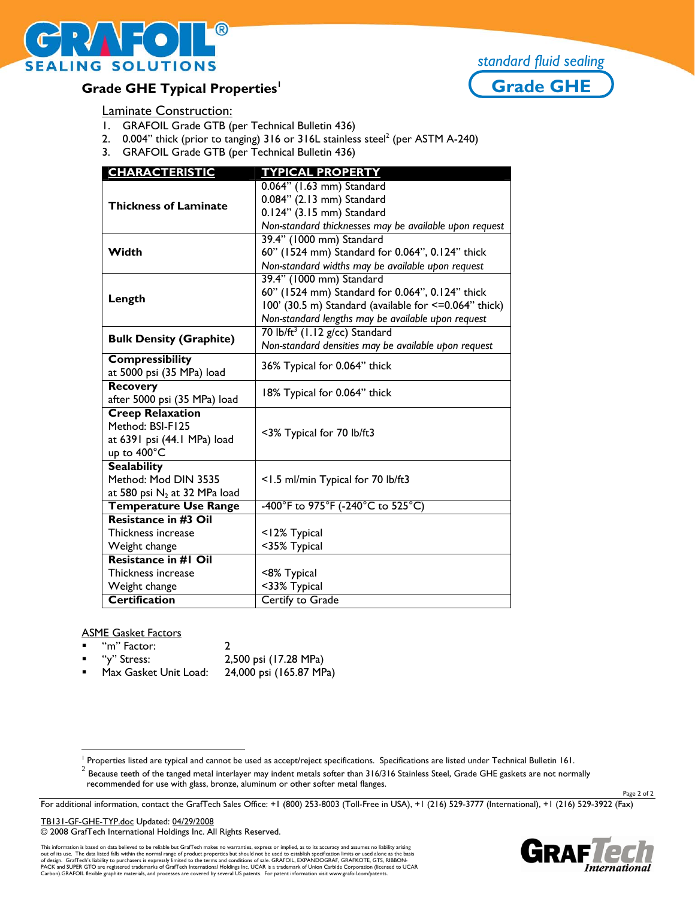# Grade GHE Typical Properties[1]

standard fluid sealing

**Grade GHE**

Laminate Construction:

1. GRAFOIL Grade GTB (per Technical Bulletin 436)
2. 0.004" thick (prior to tanging) 316 or 316L stainless steel[2] (per ASTM A-240)
3. GRAFOIL Grade GTB (per Technical Bulletin 436)

| CHARACTERISTIC | TYPICAL PROPERTY |
|---|---|
| **Thickness of Laminate** | 0.064" (1.63 mm) Standard<br>0.084" (2.13 mm) Standard<br>0.124" (3.15 mm) Standard<br>*Non-standard thicknesses may be available upon request* |
| **Width** | 39.4" (1000 mm) Standard<br>60" (1524 mm) Standard for 0.064", 0.124" thick<br>*Non-standard widths may be available upon request* |
| **Length** | 39.4" (1000 mm) Standard<br>60" (1524 mm) Standard for 0.064", 0.124" thick<br>100' (30.5 m) Standard (available for <=0.064" thick)<br>*Non-standard lengths may be available upon request* |
| **Bulk Density (Graphite)** | 70 lb/ft$^3$ (1.12 g/cc) Standard<br>*Non-standard densities may be available upon request* |
| **Compressibility**<br>at 5000 psi (35 MPa) load | 36% Typical for 0.064" thick |
| **Recovery**<br>after 5000 psi (35 MPa) load | 18% Typical for 0.064" thick |
| **Creep Relaxation**<br>Method: BSI-F125<br>at 6391 psi (44.1 MPa) load<br>up to 400°C | <3% Typical for 70 lb/ft3 |
| **Sealability**<br>Method: Mod DIN 3535<br>at 580 psi $N_2$ at 32 MPa load | <1.5 ml/min Typical for 70 lb/ft3 |
| **Temperature Use Range** | -400°F to 975°F (-240°C to 525°C) |
| **Resistance in #3 Oil**<br>Thickness increase<br>Weight change | <br><12% Typical<br><35% Typical |
| **Resistance in #1 Oil**<br>Thickness increase<br>Weight change | <br><8% Typical<br><33% Typical |
| **Certification** | Certify to Grade |

ASME Gasket Factors

- "m" Factor: 2
- "y" Stress: 2,500 psi (17.28 MPa)
- Max Gasket Unit Load: 24,000 psi (165.87 MPa)

[1] Properties listed are typical and cannot be used as accept/reject specifications. Specifications are listed under Technical Bulletin 161.

[2] Because teeth of the tanged metal interlayer may indent metals softer than 316/316 Stainless Steel, Grade GHE gaskets are not normally recommended for use with glass, bronze, aluminum or other softer metal flanges.

For additional information, contact the GrafTech Sales Office: +1 (800) 253-8003 (Toll-Free in USA), +1 (216) 529-3777 (International), +1 (216) 529-3922 (Fax)

TB131-GF-GHE-TYP.doc Updated: 04/29/2008
© 2008 GrafTech International Holdings Inc. All Rights Reserved.

This information is based on data believed to be reliable but GrafTech makes no warranties, express or implied, as to its accuracy and assumes no liability arising out of its use. The data listed falls within the normal range of product properties but should not be used to establish specification limits or used alone as the basis of design. GrafTech's liability to purchasers is expressly limited to the terms and conditions of sale. GRAFOIL, EXPANDOGRAF, GRAFKOTE, GTS, RIBBON-PACK and SUPER GTO are registered trademarks of GrafTech International Holdings Inc. UCAR is a trademark of Union Carbide Corporation (licensed to UCAR Carbon).GRAFOIL flexible graphite materials, and processes are covered by several US patents. For patent information visit www.grafoil.com/patents.